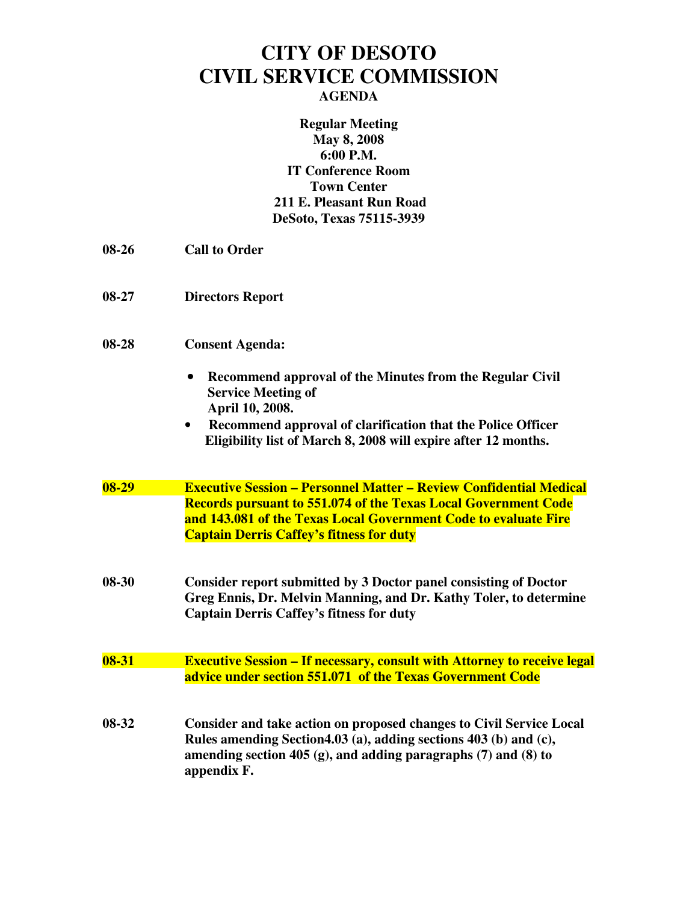# CITY OF DESOTO
# CIVIL SERVICE COMMISSION
## AGENDA

**Regular Meeting**
**May 8, 2008**
**6:00 P.M.**
**IT Conference Room**
**Town Center**
**211 E. Pleasant Run Road**
**DeSoto, Texas 75115-3939**

**08-26** **Call to Order**

**08-27** **Directors Report**

**08-28** **Consent Agenda:**

- **Recommend approval of the Minutes from the Regular Civil Service Meeting of April 10, 2008.**
- **Recommend approval of clarification that the Police Officer Eligibility list of March 8, 2008 will expire after 12 months.**

**08-29** **Executive Session – Personnel Matter – Review Confidential Medical Records pursuant to 551.074 of the Texas Local Government Code and 143.081 of the Texas Local Government Code to evaluate Fire Captain Derris Caffey's fitness for duty**

**08-30** **Consider report submitted by 3 Doctor panel consisting of Doctor Greg Ennis, Dr. Melvin Manning, and Dr. Kathy Toler, to determine Captain Derris Caffey's fitness for duty**

**08-31** **Executive Session – If necessary, consult with Attorney to receive legal advice under section 551.071 of the Texas Government Code**

**08-32** **Consider and take action on proposed changes to Civil Service Local Rules amending Section4.03 (a), adding sections 403 (b) and (c), amending section 405 (g), and adding paragraphs (7) and (8) to appendix F.**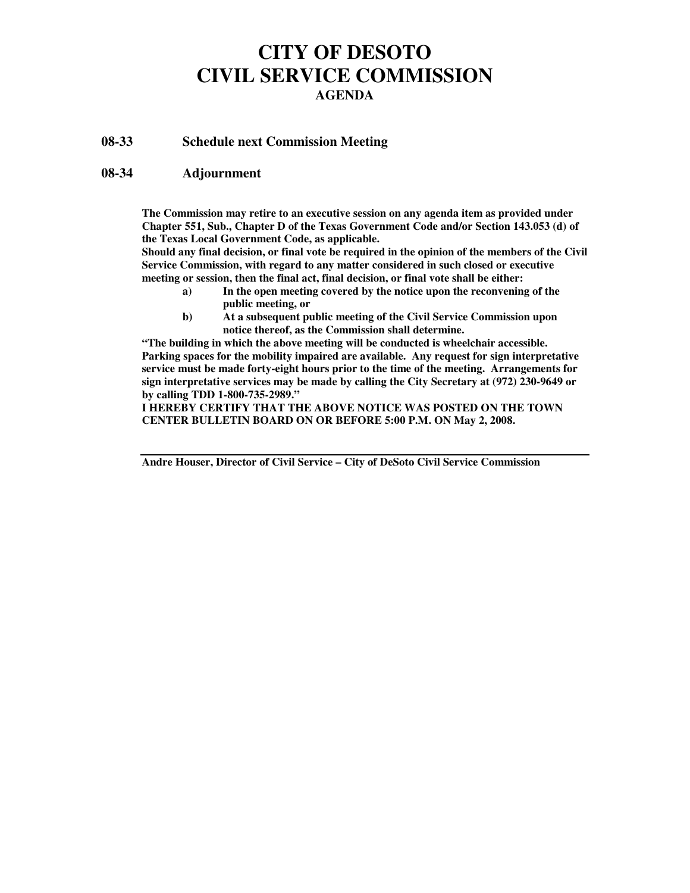# CITY OF DESOTO
# CIVIL SERVICE COMMISSION
### AGENDA

**08-33 Schedule next Commission Meeting**

**08-34 Adjournment**

**The Commission may retire to an executive session on any agenda item as provided under Chapter 551, Sub., Chapter D of the Texas Government Code and/or Section 143.053 (d) of the Texas Local Government Code, as applicable.**

**Should any final decision, or final vote be required in the opinion of the members of the Civil Service Commission, with regard to any matter considered in such closed or executive meeting or session, then the final act, final decision, or final vote shall be either:**

- **a) In the open meeting covered by the notice upon the reconvening of the public meeting, or**
- **b) At a subsequent public meeting of the Civil Service Commission upon notice thereof, as the Commission shall determine.**

**"The building in which the above meeting will be conducted is wheelchair accessible. Parking spaces for the mobility impaired are available. Any request for sign interpretative service must be made forty-eight hours prior to the time of the meeting. Arrangements for sign interpretative services may be made by calling the City Secretary at (972) 230-9649 or by calling TDD 1-800-735-2989."**

**I HEREBY CERTIFY THAT THE ABOVE NOTICE WAS POSTED ON THE TOWN CENTER BULLETIN BOARD ON OR BEFORE 5:00 P.M. ON May 2, 2008.**

---

**Andre Houser, Director of Civil Service – City of DeSoto Civil Service Commission**